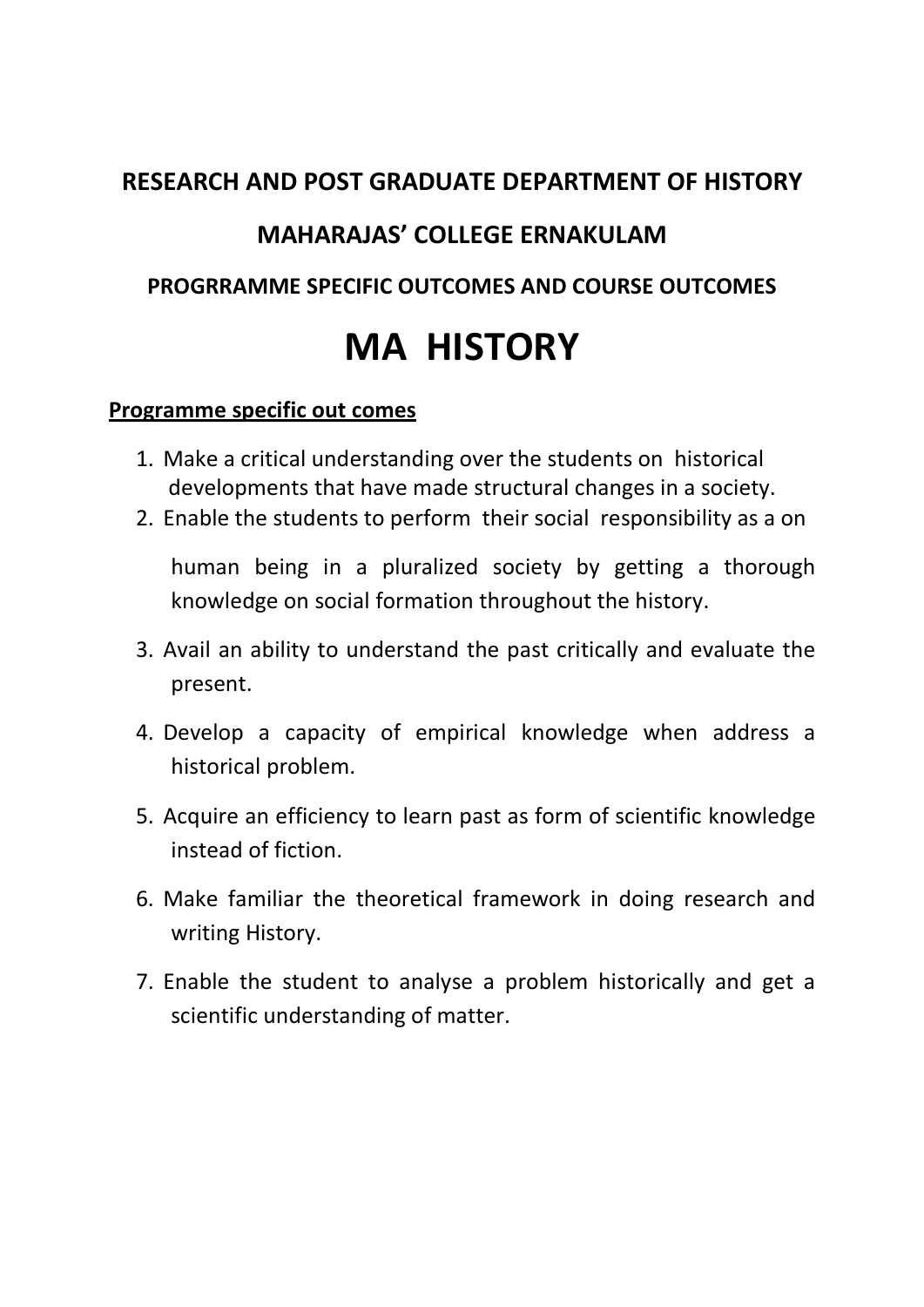**RESEARCH AND POST GRADUATE DEPARTMENT OF HISTORY**

**MAHARAJAS' COLLEGE ERNAKULAM**

**PROGRRAMME SPECIFIC OUTCOMES AND COURSE OUTCOMES**

# MA HISTORY

**Programme specific out comes**

1. Make a critical understanding over the students on historical developments that have made structural changes in a society.
2. Enable the students to perform their social responsibility as a on human being in a pluralized society by getting a thorough knowledge on social formation throughout the history.
3. Avail an ability to understand the past critically and evaluate the present.
4. Develop a capacity of empirical knowledge when address a historical problem.
5. Acquire an efficiency to learn past as form of scientific knowledge instead of fiction.
6. Make familiar the theoretical framework in doing research and writing History.
7. Enable the student to analyse a problem historically and get a scientific understanding of matter.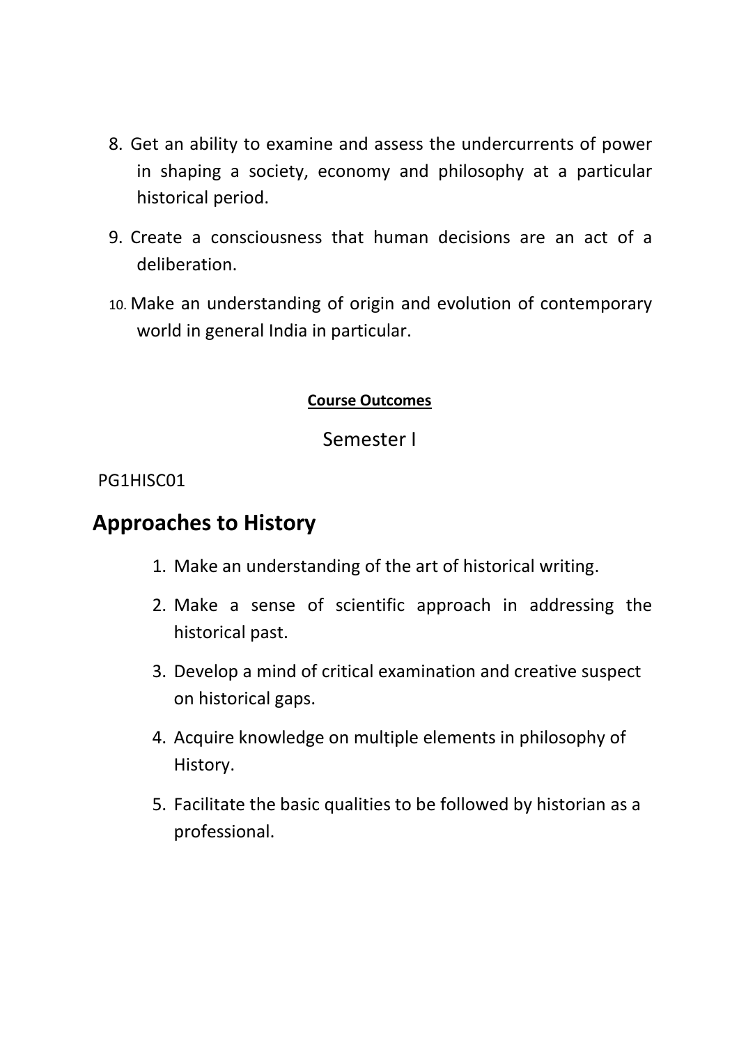8. Get an ability to examine and assess the undercurrents of power in shaping a society, economy and philosophy at a particular historical period.
9. Create a consciousness that human decisions are an act of a deliberation.
10. Make an understanding of origin and evolution of contemporary world in general India in particular.

**Course Outcomes**

Semester I

PG1HISC01

## Approaches to History

1. Make an understanding of the art of historical writing.
2. Make a sense of scientific approach in addressing the historical past.
3. Develop a mind of critical examination and creative suspect on historical gaps.
4. Acquire knowledge on multiple elements in philosophy of History.
5. Facilitate the basic qualities to be followed by historian as a professional.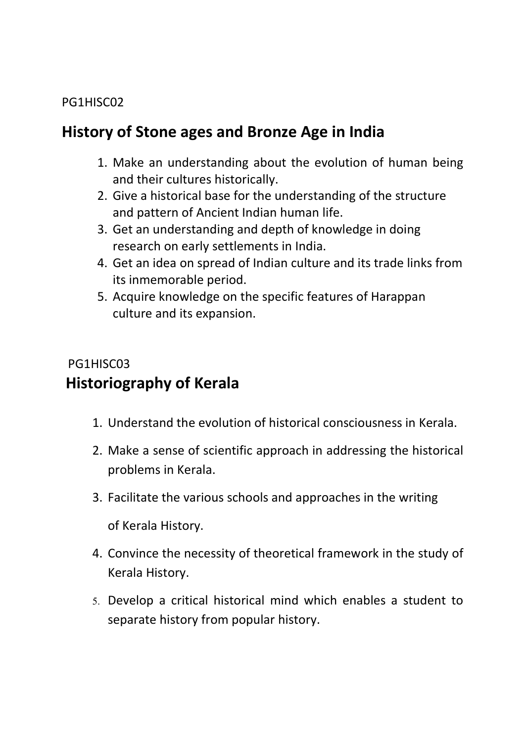PG1HISC02

## History of Stone ages and Bronze Age in India

1. Make an understanding about the evolution of human being and their cultures historically.
2. Give a historical base for the understanding of the structure and pattern of Ancient Indian human life.
3. Get an understanding and depth of knowledge in doing research on early settlements in India.
4. Get an idea on spread of Indian culture and its trade links from its inmemorable period.
5. Acquire knowledge on the specific features of Harappan culture and its expansion.

PG1HISC03

## Historiography of Kerala

1. Understand the evolution of historical consciousness in Kerala.
2. Make a sense of scientific approach in addressing the historical problems in Kerala.
3. Facilitate the various schools and approaches in the writing of Kerala History.
4. Convince the necessity of theoretical framework in the study of Kerala History.
5. Develop a critical historical mind which enables a student to separate history from popular history.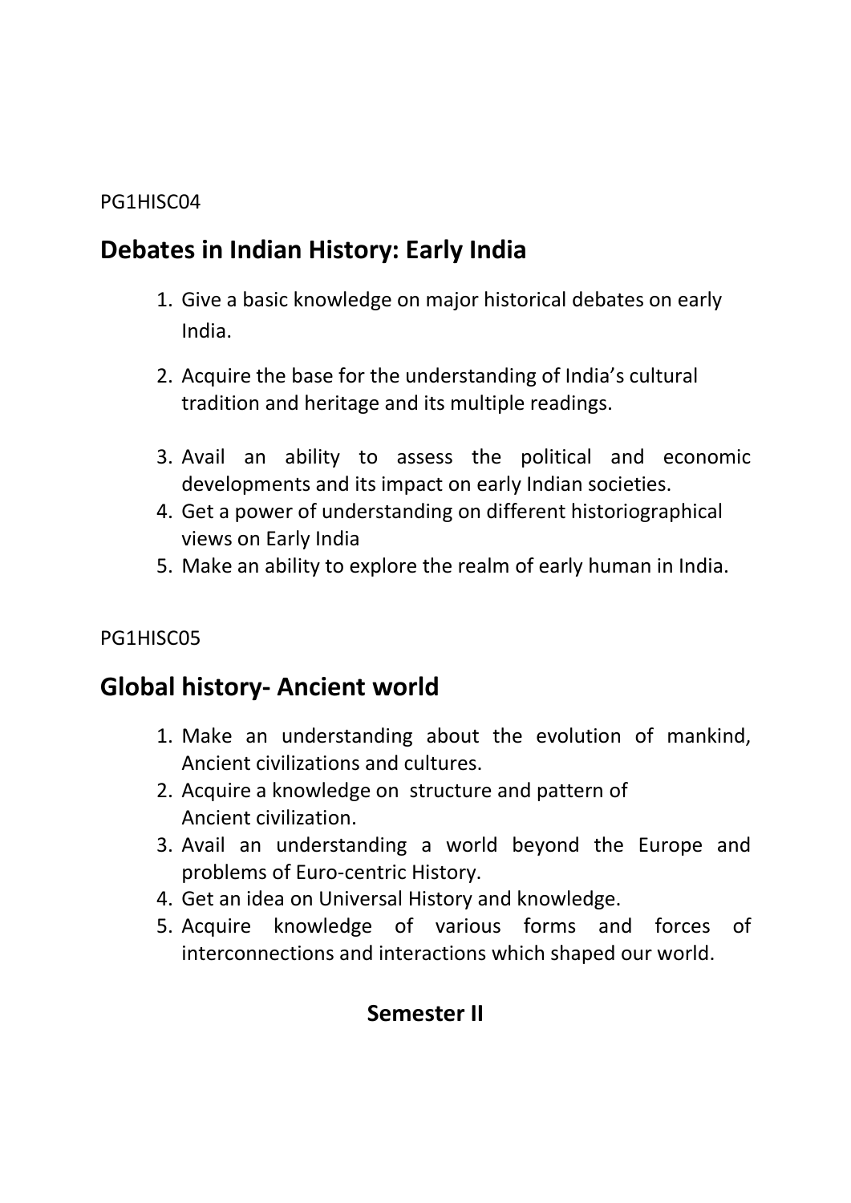PG1HISC04

## Debates in Indian History: Early India

1. Give a basic knowledge on major historical debates on early India.
2. Acquire the base for the understanding of India's cultural tradition and heritage and its multiple readings.
3. Avail an ability to assess the political and economic developments and its impact on early Indian societies.
4. Get a power of understanding on different historiographical views on Early India
5. Make an ability to explore the realm of early human in India.

PG1HISC05

## Global history- Ancient world

1. Make an understanding about the evolution of mankind, Ancient civilizations and cultures.
2. Acquire a knowledge on structure and pattern of Ancient civilization.
3. Avail an understanding a world beyond the Europe and problems of Euro-centric History.
4. Get an idea on Universal History and knowledge.
5. Acquire knowledge of various forms and forces of interconnections and interactions which shaped our world.

### Semester II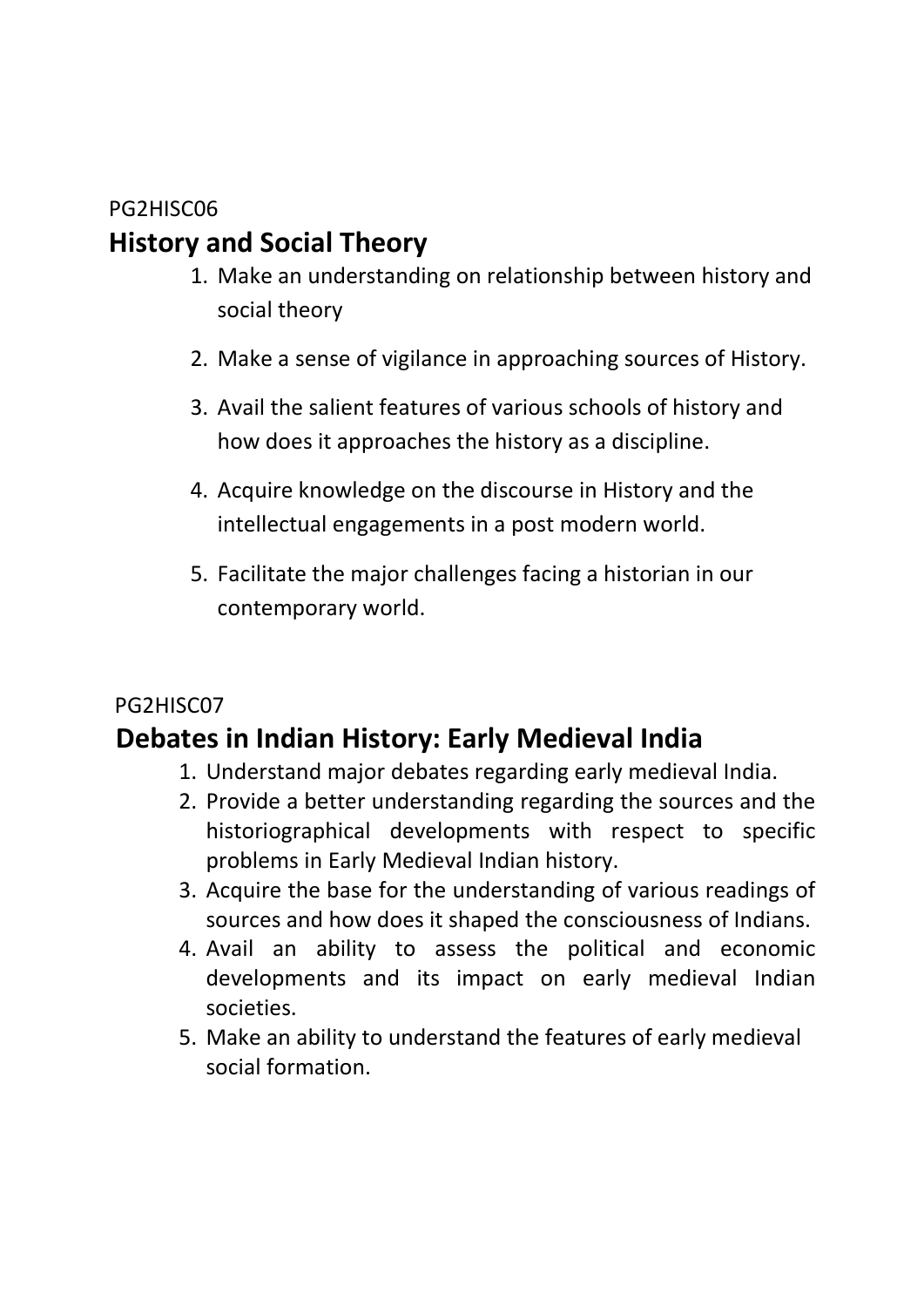PG2HISC06

## History and Social Theory

1. Make an understanding on relationship between history and social theory
2. Make a sense of vigilance in approaching sources of History.
3. Avail the salient features of various schools of history and how does it approaches the history as a discipline.
4. Acquire knowledge on the discourse in History and the intellectual engagements in a post modern world.
5. Facilitate the major challenges facing a historian in our contemporary world.

PG2HISC07

## Debates in Indian History: Early Medieval India

1. Understand major debates regarding early medieval India.
2. Provide a better understanding regarding the sources and the historiographical developments with respect to specific problems in Early Medieval Indian history.
3. Acquire the base for the understanding of various readings of sources and how does it shaped the consciousness of Indians.
4. Avail an ability to assess the political and economic developments and its impact on early medieval Indian societies.
5. Make an ability to understand the features of early medieval social formation.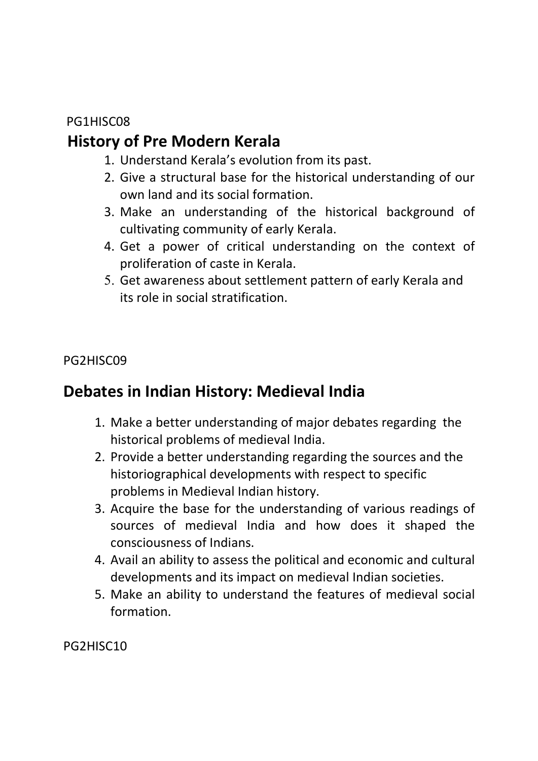PG1HISC08

## History of Pre Modern Kerala

1. Understand Kerala's evolution from its past.
2. Give a structural base for the historical understanding of our own land and its social formation.
3. Make an understanding of the historical background of cultivating community of early Kerala.
4. Get a power of critical understanding on the context of proliferation of caste in Kerala.
5. Get awareness about settlement pattern of early Kerala and its role in social stratification.

PG2HISC09

## Debates in Indian History: Medieval India

1. Make a better understanding of major debates regarding the historical problems of medieval India.
2. Provide a better understanding regarding the sources and the historiographical developments with respect to specific problems in Medieval Indian history.
3. Acquire the base for the understanding of various readings of sources of medieval India and how does it shaped the consciousness of Indians.
4. Avail an ability to assess the political and economic and cultural developments and its impact on medieval Indian societies.
5. Make an ability to understand the features of medieval social formation.

PG2HISC10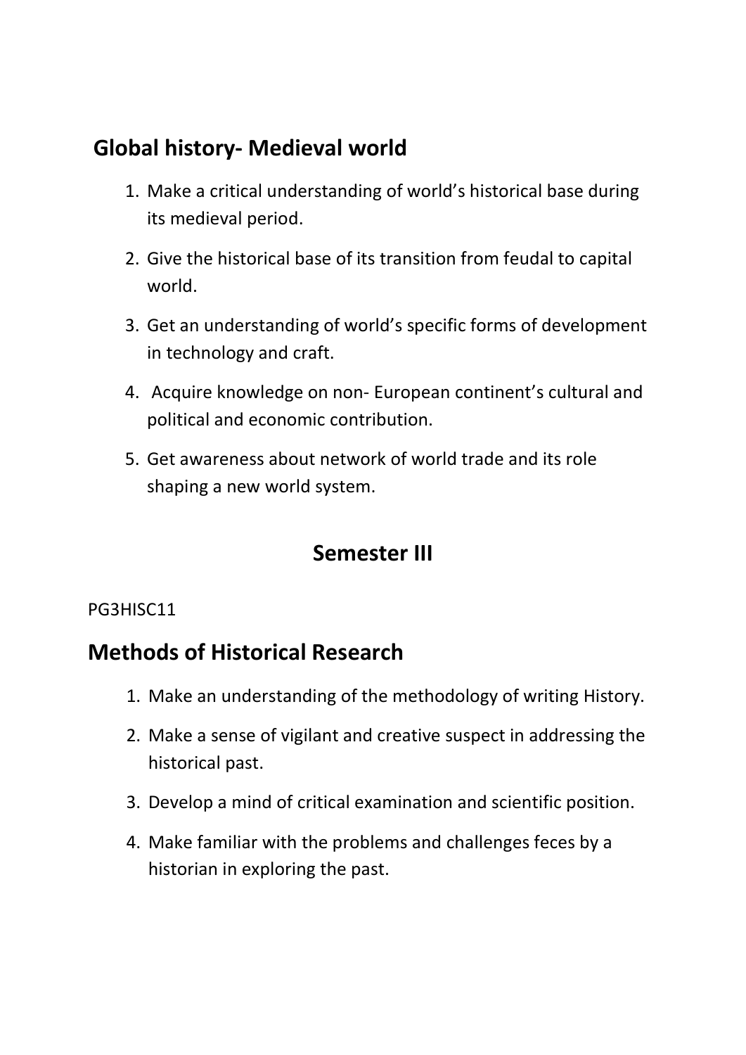## Global history- Medieval world

1. Make a critical understanding of world's historical base during its medieval period.
2. Give the historical base of its transition from feudal to capital world.
3. Get an understanding of world's specific forms of development in technology and craft.
4. Acquire knowledge on non- European continent's cultural and political and economic contribution.
5. Get awareness about network of world trade and its role shaping a new world system.

## Semester III

PG3HISC11

## Methods of Historical Research

1. Make an understanding of the methodology of writing History.
2. Make a sense of vigilant and creative suspect in addressing the historical past.
3. Develop a mind of critical examination and scientific position.
4. Make familiar with the problems and challenges feces by a historian in exploring the past.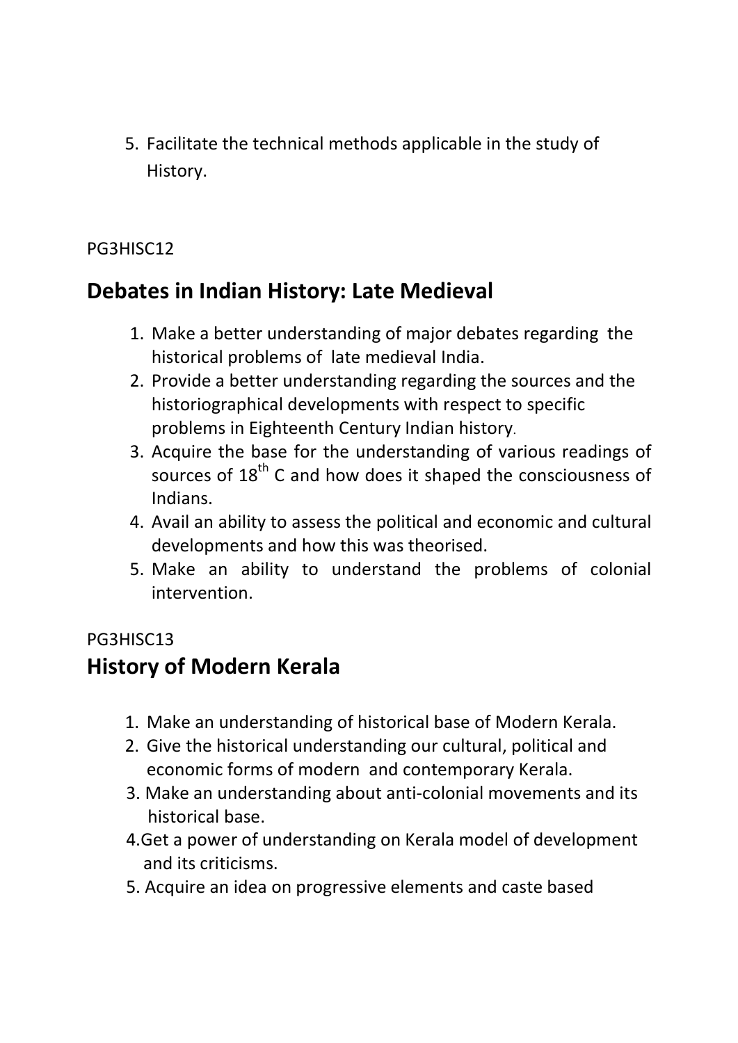5. Facilitate the technical methods applicable in the study of History.

PG3HISC12

## Debates in Indian History: Late Medieval

1. Make a better understanding of major debates regarding the historical problems of late medieval India.
2. Provide a better understanding regarding the sources and the historiographical developments with respect to specific problems in Eighteenth Century Indian history.
3. Acquire the base for the understanding of various readings of sources of 18th C and how does it shaped the consciousness of Indians.
4. Avail an ability to assess the political and economic and cultural developments and how this was theorised.
5. Make an ability to understand the problems of colonial intervention.

PG3HISC13

## History of Modern Kerala

1. Make an understanding of historical base of Modern Kerala.
2. Give the historical understanding our cultural, political and economic forms of modern and contemporary Kerala.
3. Make an understanding about anti-colonial movements and its historical base.
4. Get a power of understanding on Kerala model of development and its criticisms.
5. Acquire an idea on progressive elements and caste based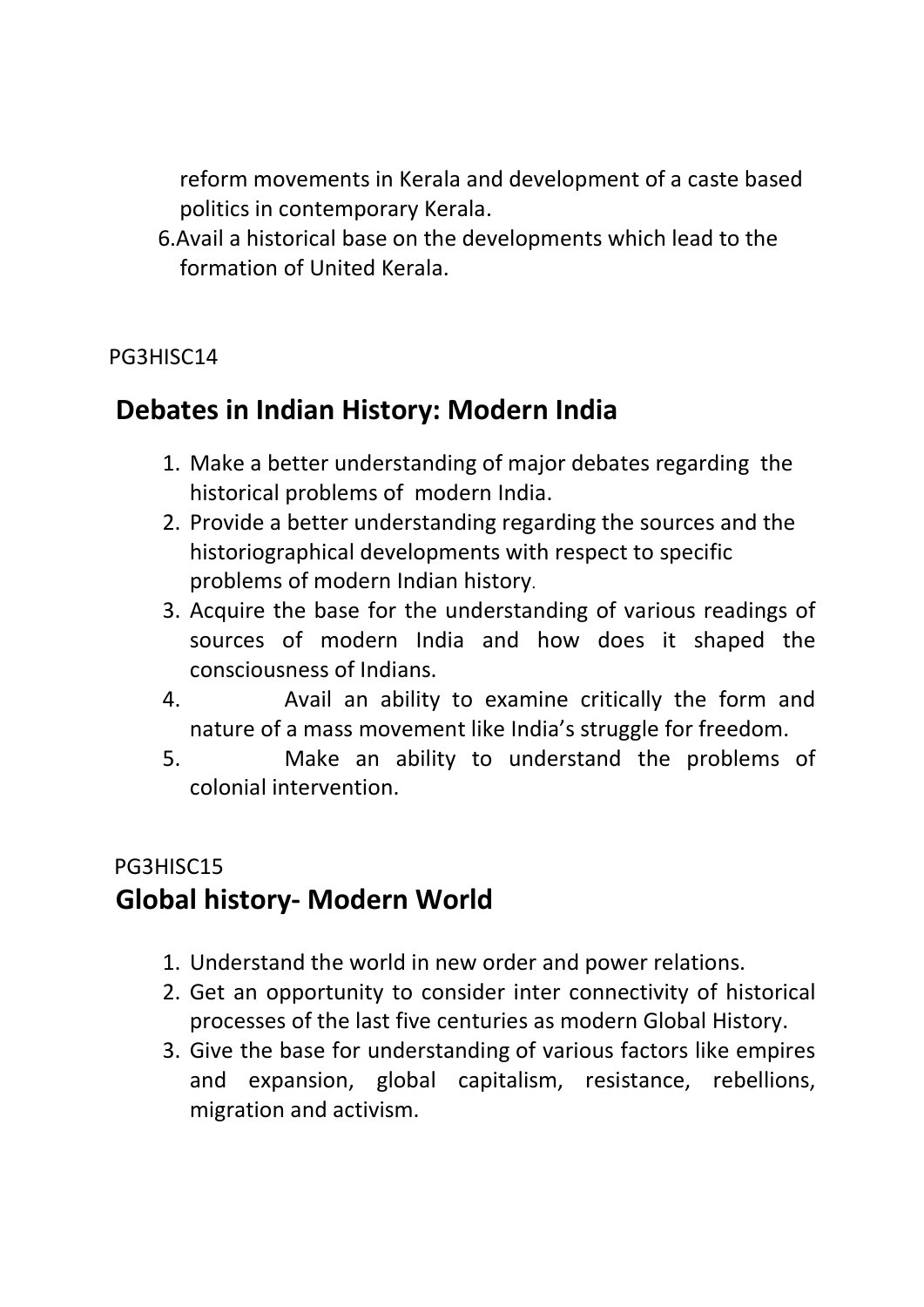reform movements in Kerala and development of a caste based politics in contemporary Kerala.

6. Avail a historical base on the developments which lead to the formation of United Kerala.

PG3HISC14

## Debates in Indian History: Modern India

1. Make a better understanding of major debates regarding the historical problems of modern India.
2. Provide a better understanding regarding the sources and the historiographical developments with respect to specific problems of modern Indian history.
3. Acquire the base for the understanding of various readings of sources of modern India and how does it shaped the consciousness of Indians.
4. Avail an ability to examine critically the form and nature of a mass movement like India's struggle for freedom.
5. Make an ability to understand the problems of colonial intervention.

PG3HISC15

## Global history- Modern World

1. Understand the world in new order and power relations.
2. Get an opportunity to consider inter connectivity of historical processes of the last five centuries as modern Global History.
3. Give the base for understanding of various factors like empires and expansion, global capitalism, resistance, rebellions, migration and activism.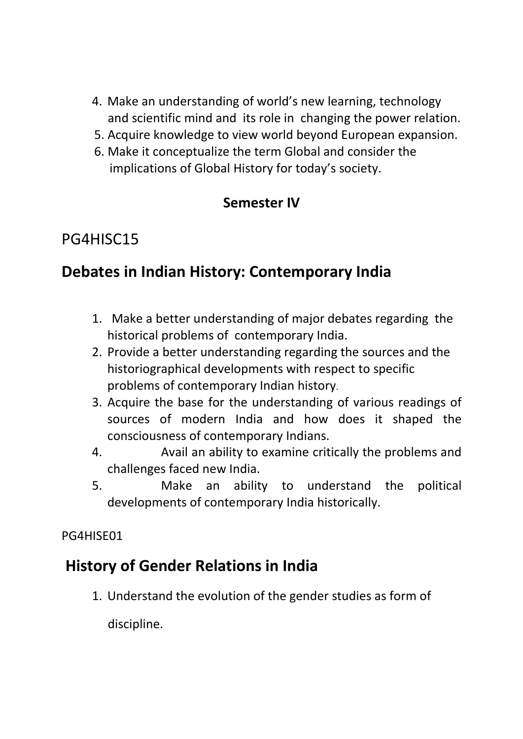4. Make an understanding of world's new learning, technology and scientific mind and its role in changing the power relation.
5. Acquire knowledge to view world beyond European expansion.
6. Make it conceptualize the term Global and consider the implications of Global History for today's society.

**Semester IV**

## PG4HISC15

## Debates in Indian History: Contemporary India

1. Make a better understanding of major debates regarding the historical problems of contemporary India.
2. Provide a better understanding regarding the sources and the historiographical developments with respect to specific problems of contemporary Indian history.
3. Acquire the base for the understanding of various readings of sources of modern India and how does it shaped the consciousness of contemporary Indians.
4. Avail an ability to examine critically the problems and challenges faced new India.
5. Make an ability to understand the political developments of contemporary India historically.

PG4HISE01

## History of Gender Relations in India

1. Understand the evolution of the gender studies as form of discipline.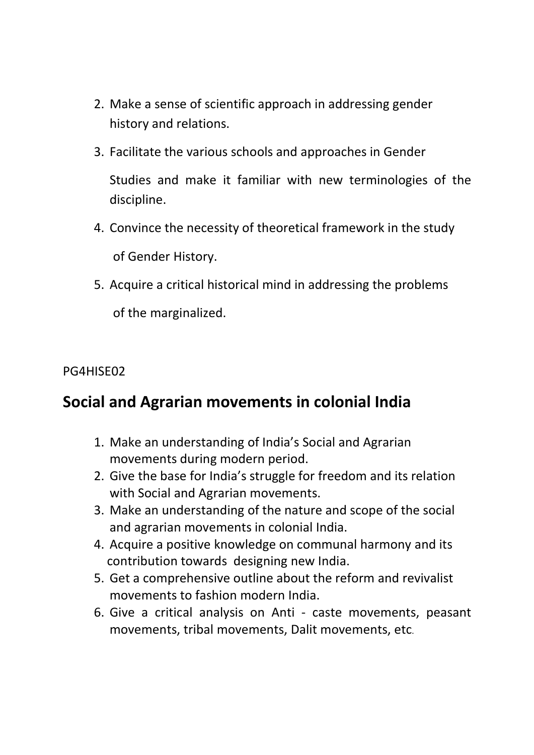2. Make a sense of scientific approach in addressing gender history and relations.
3. Facilitate the various schools and approaches in Gender Studies and make it familiar with new terminologies of the discipline.
4. Convince the necessity of theoretical framework in the study of Gender History.
5. Acquire a critical historical mind in addressing the problems of the marginalized.

PG4HISE02

## Social and Agrarian movements in colonial India

1. Make an understanding of India's Social and Agrarian movements during modern period.
2. Give the base for India's struggle for freedom and its relation with Social and Agrarian movements.
3. Make an understanding of the nature and scope of the social and agrarian movements in colonial India.
4. Acquire a positive knowledge on communal harmony and its contribution towards designing new India.
5. Get a comprehensive outline about the reform and revivalist movements to fashion modern India.
6. Give a critical analysis on Anti - caste movements, peasant movements, tribal movements, Dalit movements, etc.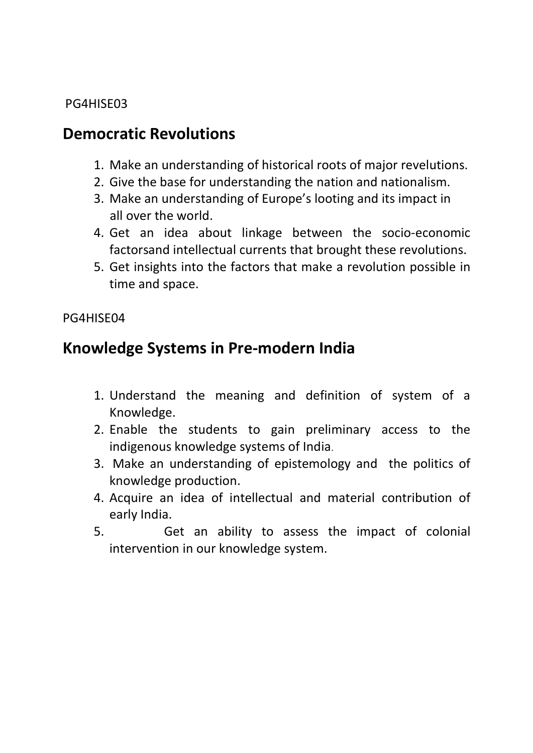PG4HISE03

## Democratic Revolutions

1. Make an understanding of historical roots of major revelutions.
2. Give the base for understanding the nation and nationalism.
3. Make an understanding of Europe's looting and its impact in all over the world.
4. Get an idea about linkage between the socio-economic factorsand intellectual currents that brought these revolutions.
5. Get insights into the factors that make a revolution possible in time and space.

PG4HISE04

## Knowledge Systems in Pre-modern India

1. Understand the meaning and definition of system of a Knowledge.
2. Enable the students to gain preliminary access to the indigenous knowledge systems of India.
3. Make an understanding of epistemology and the politics of knowledge production.
4. Acquire an idea of intellectual and material contribution of early India.
5. Get an ability to assess the impact of colonial intervention in our knowledge system.